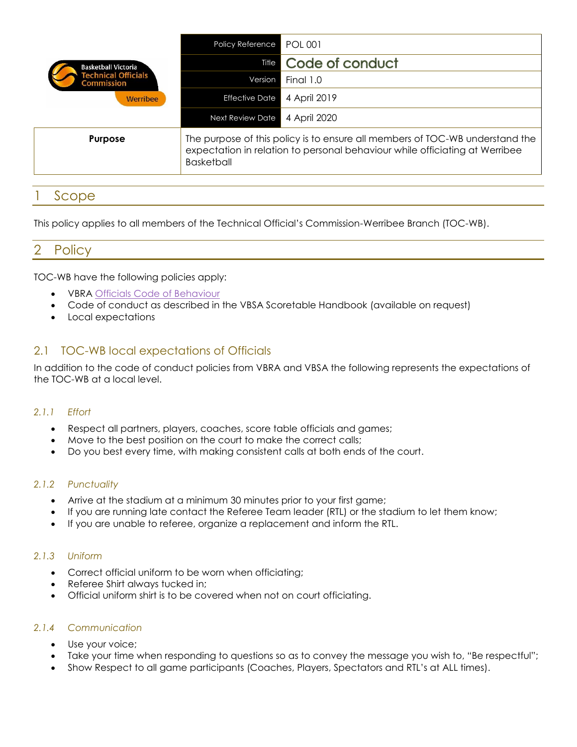Basketball Victoria Technical Officials Commission Werribee

| Policy Reference | POL 001 |
|---|---|
| Title | Code of conduct |
| Version | Final 1.0 |
| Effective Date | 4 April 2019 |
| Next Review Date | 4 April 2020 |
| **Purpose** | The purpose of this policy is to ensure all members of TOC-WB understand the expectation in relation to personal behaviour while officiating at Werribee Basketball |

# 1 Scope

This policy applies to all members of the Technical Official's Commission-Werribee Branch (TOC-WB).

# 2 Policy

TOC-WB have the following policies apply:

- VBRA Officials Code of Behaviour
- Code of conduct as described in the VBSA Scoretable Handbook (available on request)
- Local expectations

## 2.1 TOC-WB local expectations of Officials

In addition to the code of conduct policies from VBRA and VBSA the following represents the expectations of the TOC-WB at a local level.

### *2.1.1 Effort*

- Respect all partners, players, coaches, score table officials and games;
- Move to the best position on the court to make the correct calls;
- Do you best every time, with making consistent calls at both ends of the court.

### *2.1.2 Punctuality*

- Arrive at the stadium at a minimum 30 minutes prior to your first game;
- If you are running late contact the Referee Team leader (RTL) or the stadium to let them know;
- If you are unable to referee, organize a replacement and inform the RTL.

### *2.1.3 Uniform*

- Correct official uniform to be worn when officiating;
- Referee Shirt always tucked in;
- Official uniform shirt is to be covered when not on court officiating.

### *2.1.4 Communication*

- Use your voice;
- Take your time when responding to questions so as to convey the message you wish to, "Be respectful";
- Show Respect to all game participants (Coaches, Players, Spectators and RTL's at ALL times).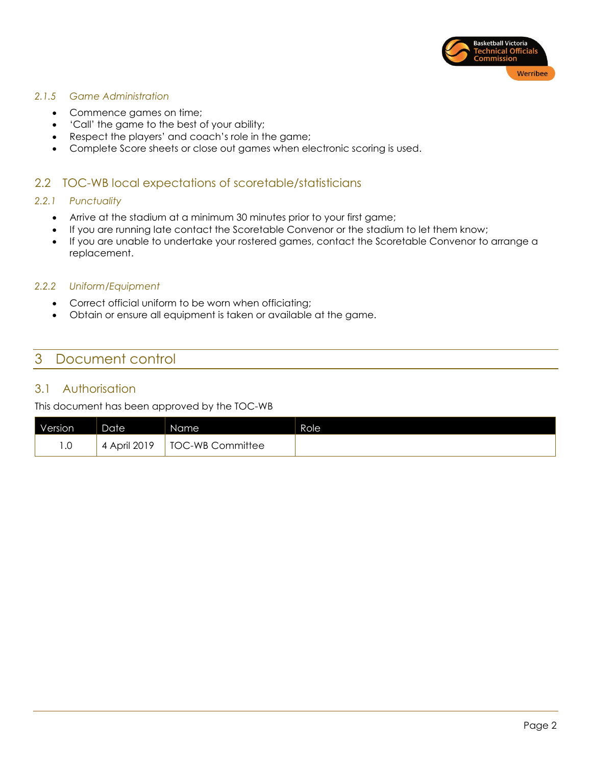#### 2.1.5 Game Administration

- Commence games on time;
- 'Call' the game to the best of your ability;
- Respect the players' and coach's role in the game;
- Complete Score sheets or close out games when electronic scoring is used.

### 2.2 TOC-WB local expectations of scoretable/statisticians

#### 2.2.1 Punctuality

- Arrive at the stadium at a minimum 30 minutes prior to your first game;
- If you are running late contact the Scoretable Convenor or the stadium to let them know;
- If you are unable to undertake your rostered games, contact the Scoretable Convenor to arrange a replacement.

#### 2.2.2 Uniform/Equipment

- Correct official uniform to be worn when officiating;
- Obtain or ensure all equipment is taken or available at the game.

## 3 Document control

### 3.1 Authorisation

This document has been approved by the TOC-WB

| Version | Date | Name | Role |
|---|---|---|---|
| 1.0 | 4 April 2019 | TOC-WB Committee | |